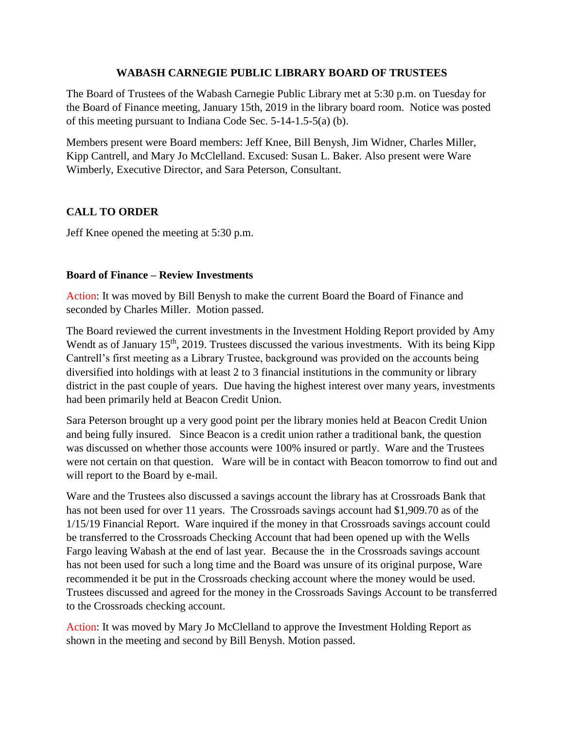# WABASH CARNEGIE PUBLIC LIBRARY BOARD OF TRUSTEES

The Board of Trustees of the Wabash Carnegie Public Library met at 5:30 p.m. on Tuesday for the Board of Finance meeting, January 15th, 2019 in the library board room. Notice was posted of this meeting pursuant to Indiana Code Sec. 5-14-1.5-5(a) (b).

Members present were Board members: Jeff Knee, Bill Benysh, Jim Widner, Charles Miller, Kipp Cantrell, and Mary Jo McClelland. Excused: Susan L. Baker. Also present were Ware Wimberly, Executive Director, and Sara Peterson, Consultant.

## CALL TO ORDER

Jeff Knee opened the meeting at 5:30 p.m.

### Board of Finance – Review Investments

Action: It was moved by Bill Benysh to make the current Board the Board of Finance and seconded by Charles Miller. Motion passed.

The Board reviewed the current investments in the Investment Holding Report provided by Amy Wendt as of January 15th, 2019. Trustees discussed the various investments. With its being Kipp Cantrell's first meeting as a Library Trustee, background was provided on the accounts being diversified into holdings with at least 2 to 3 financial institutions in the community or library district in the past couple of years. Due having the highest interest over many years, investments had been primarily held at Beacon Credit Union.

Sara Peterson brought up a very good point per the library monies held at Beacon Credit Union and being fully insured. Since Beacon is a credit union rather a traditional bank, the question was discussed on whether those accounts were 100% insured or partly. Ware and the Trustees were not certain on that question. Ware will be in contact with Beacon tomorrow to find out and will report to the Board by e-mail.

Ware and the Trustees also discussed a savings account the library has at Crossroads Bank that has not been used for over 11 years. The Crossroads savings account had $1,909.70 as of the 1/15/19 Financial Report. Ware inquired if the money in that Crossroads savings account could be transferred to the Crossroads Checking Account that had been opened up with the Wells Fargo leaving Wabash at the end of last year. Because the in the Crossroads savings account has not been used for such a long time and the Board was unsure of its original purpose, Ware recommended it be put in the Crossroads checking account where the money would be used. Trustees discussed and agreed for the money in the Crossroads Savings Account to be transferred to the Crossroads checking account.

Action: It was moved by Mary Jo McClelland to approve the Investment Holding Report as shown in the meeting and second by Bill Benysh. Motion passed.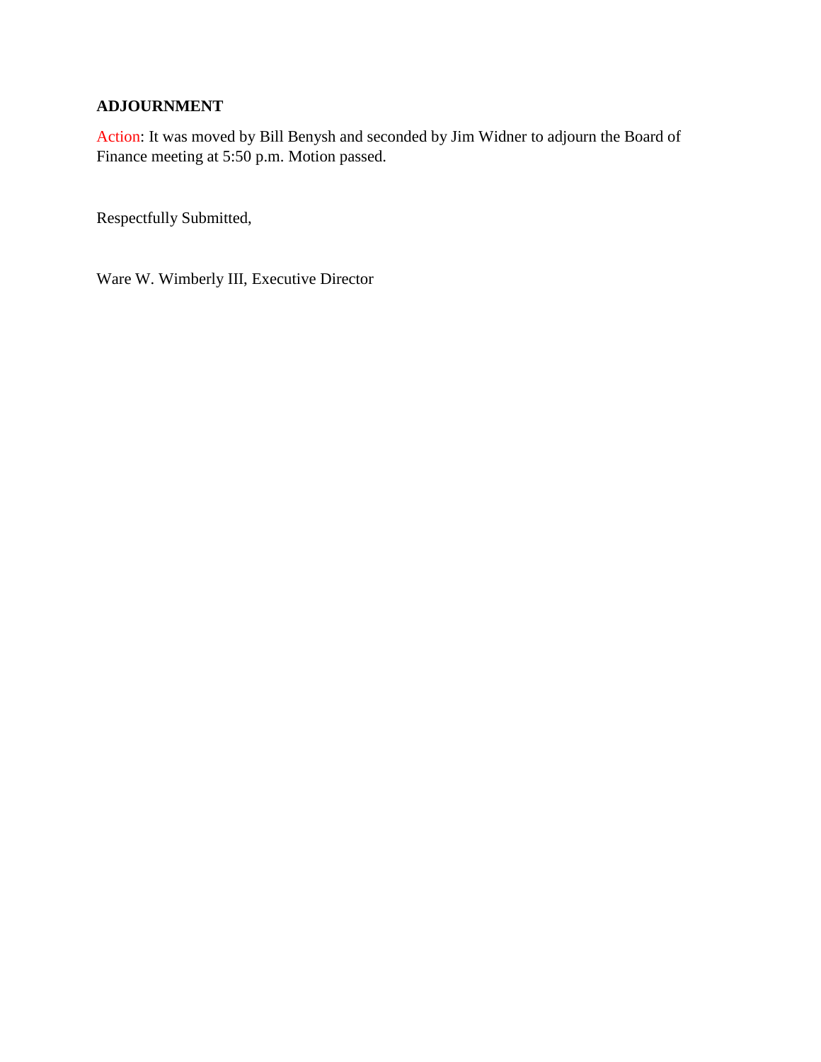## ADJOURNMENT

Action: It was moved by Bill Benysh and seconded by Jim Widner to adjourn the Board of Finance meeting at 5:50 p.m. Motion passed.

Respectfully Submitted,

Ware W. Wimberly III, Executive Director